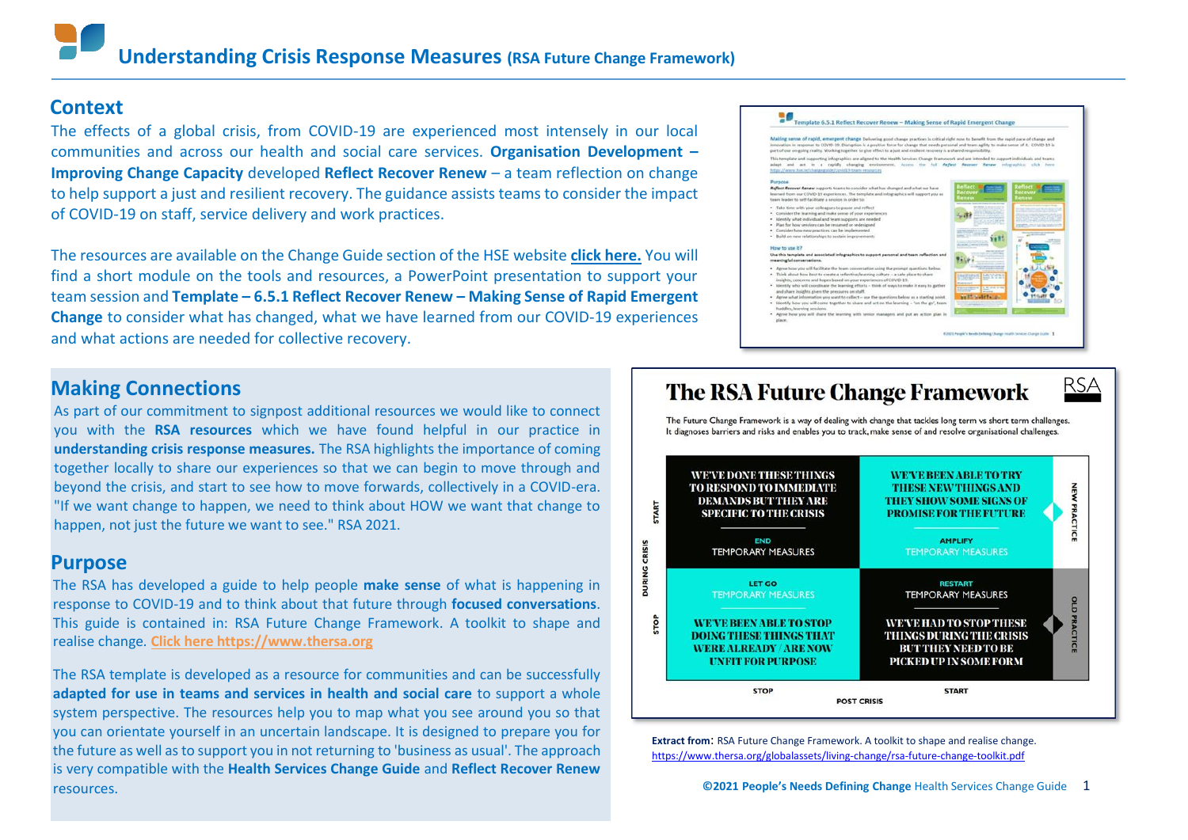# Understanding Crisis Response Measures (RSA Future Change Framework)

## Context

The effects of a global crisis, from COVID-19 are experienced most intensely in our local communities and across our health and social care services. **Organisation Development – Improving Change Capacity** developed **Reflect Recover Renew** – a team reflection on change to help support a just and resilient recovery. The guidance assists teams to consider the impact of COVID-19 on staff, service delivery and work practices.

The resources are available on the Change Guide section of the HSE website **click here.** You will find a short module on the tools and resources, a PowerPoint presentation to support your team session and **Template – 6.5.1 Reflect Recover Renew – Making Sense of Rapid Emergent Change** to consider what has changed, what we have learned from our COVID-19 experiences and what actions are needed for collective recovery.

## Making Connections

As part of our commitment to signpost additional resources we would like to connect you with the **RSA resources** which we have found helpful in our practice in **understanding crisis response measures.** The RSA highlights the importance of coming together locally to share our experiences so that we can begin to move through and beyond the crisis, and start to see how to move forwards, collectively in a COVID-era. "If we want change to happen, we need to think about HOW we want that change to happen, not just the future we want to see." RSA 2021.

## Purpose

The RSA has developed a guide to help people **make sense** of what is happening in response to COVID-19 and to think about that future through **focused conversations**. This guide is contained in: RSA Future Change Framework. A toolkit to shape and realise change. Click here https://www.thersa.org

The RSA template is developed as a resource for communities and can be successfully **adapted for use in teams and services in health and social care** to support a whole system perspective. The resources help you to map what you see around you so that you can orientate yourself in an uncertain landscape. It is designed to prepare you for the future as well as to support you in not returning to 'business as usual'. The approach is very compatible with the **Health Services Change Guide** and **Reflect Recover Renew** resources.

## The RSA Future Change Framework

The Future Change Framework is a way of dealing with change that tackles long term vs short term challenges. It diagnoses barriers and risks and enables you to track, make sense of and resolve organisational challenges.

| During Crisis | Post Crisis: Stop | Post Crisis: Start | |
|---|---|---|---|
| **Start** | WE'VE DONE THESE THINGS TO RESPOND TO IMMEDIATE DEMANDS BUT THEY ARE SPECIFIC TO THE CRISIS<br>END<br>TEMPORARY MEASURES | WE'VE BEEN ABLE TO TRY THESE NEW THINGS AND THEY SHOW SOME SIGNS OF PROMISE FOR THE FUTURE<br>AMPLIFY<br>TEMPORARY MEASURES | **New Practice** |
| **Stop** | LET GO<br>TEMPORARY MEASURES<br>WE'VE BEEN ABLE TO STOP DOING THESE THINGS THAT WERE ALREADY / ARE NOW UNFIT FOR PURPOSE | RESTART<br>TEMPORARY MEASURES<br>WE'VE HAD TO STOP THESE THINGS DURING THE CRISIS BUT THEY NEED TO BE PICKED UP IN SOME FORM | **Old Practice** |

**Extract from:** RSA Future Change Framework. A toolkit to shape and realise change.
https://www.thersa.org/globalassets/living-change/rsa-future-change-toolkit.pdf

**©2021 People's Needs Defining Change** Health Services Change Guide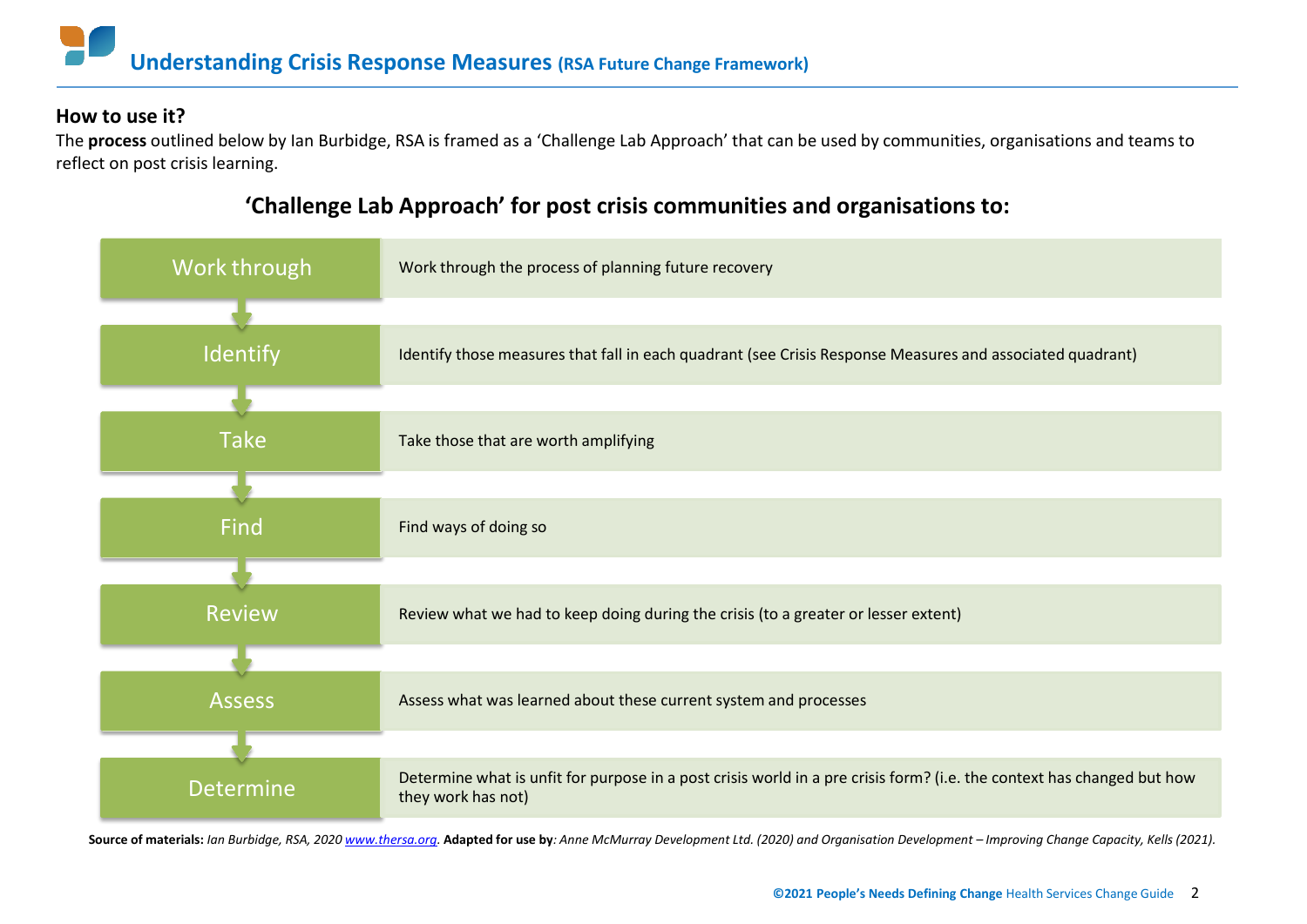# Understanding Crisis Response Measures (RSA Future Change Framework)

### How to use it?

The **process** outlined below by Ian Burbidge, RSA is framed as a 'Challenge Lab Approach' that can be used by communities, organisations and teams to reflect on post crisis learning.

## 'Challenge Lab Approach' for post crisis communities and organisations to:

| Step | Description |
| --- | --- |
| Work through | Work through the process of planning future recovery |
| Identify | Identify those measures that fall in each quadrant (see Crisis Response Measures and associated quadrant) |
| Take | Take those that are worth amplifying |
| Find | Find ways of doing so |
| Review | Review what we had to keep doing during the crisis (to a greater or lesser extent) |
| Assess | Assess what was learned about these current system and processes |
| Determine | Determine what is unfit for purpose in a post crisis world in a pre crisis form? (i.e. the context has changed but how they work has not) |

**Source of materials:** *Ian Burbidge, RSA, 2020* [www.thersa.org](www.thersa.org). **Adapted for use by***: Anne McMurray Development Ltd. (2020) and Organisation Development – Improving Change Capacity, Kells (2021).*

**©2021 People's Needs Defining Change** Health Services Change Guide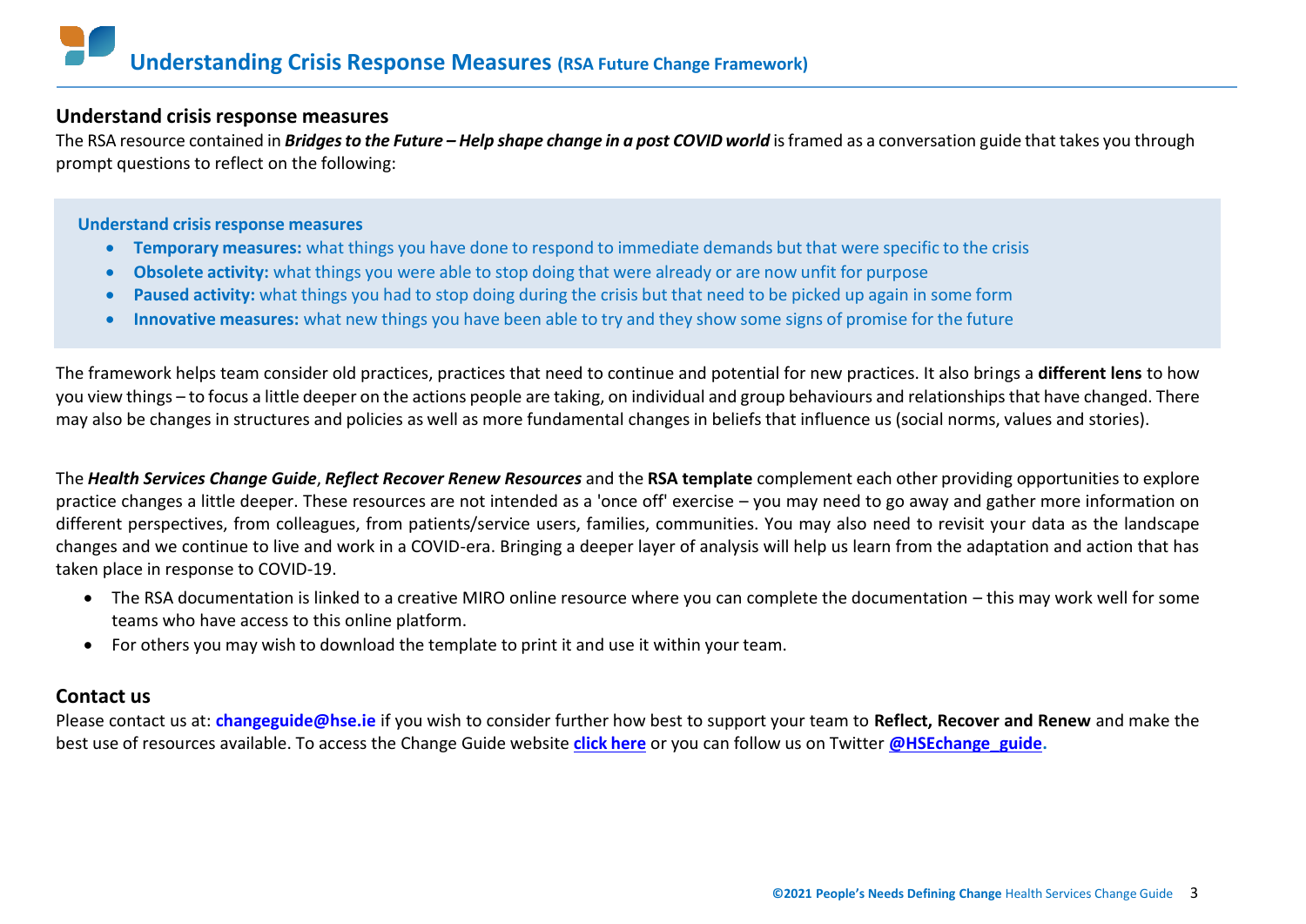# Understanding Crisis Response Measures (RSA Future Change Framework)

## Understand crisis response measures

The RSA resource contained in ***Bridges to the Future – Help shape change in a post COVID world*** is framed as a conversation guide that takes you through prompt questions to reflect on the following:

**Understand crisis response measures**

- **Temporary measures:** what things you have done to respond to immediate demands but that were specific to the crisis
- **Obsolete activity:** what things you were able to stop doing that were already or are now unfit for purpose
- **Paused activity:** what things you had to stop doing during the crisis but that need to be picked up again in some form
- **Innovative measures:** what new things you have been able to try and they show some signs of promise for the future

The framework helps team consider old practices, practices that need to continue and potential for new practices. It also brings a **different lens** to how you view things – to focus a little deeper on the actions people are taking, on individual and group behaviours and relationships that have changed. There may also be changes in structures and policies as well as more fundamental changes in beliefs that influence us (social norms, values and stories).

The ***Health Services Change Guide***, ***Reflect Recover Renew Resources*** and the **RSA template** complement each other providing opportunities to explore practice changes a little deeper. These resources are not intended as a 'once off' exercise – you may need to go away and gather more information on different perspectives, from colleagues, from patients/service users, families, communities. You may also need to revisit your data as the landscape changes and we continue to live and work in a COVID-era. Bringing a deeper layer of analysis will help us learn from the adaptation and action that has taken place in response to COVID-19.

- The RSA documentation is linked to a creative MIRO online resource where you can complete the documentation – this may work well for some teams who have access to this online platform.
- For others you may wish to download the template to print it and use it within your team.

## Contact us

Please contact us at: **changeguide@hse.ie** if you wish to consider further how best to support your team to **Reflect, Recover and Renew** and make the best use of resources available. To access the Change Guide website **click here** or you can follow us on Twitter **@HSEchange_guide.**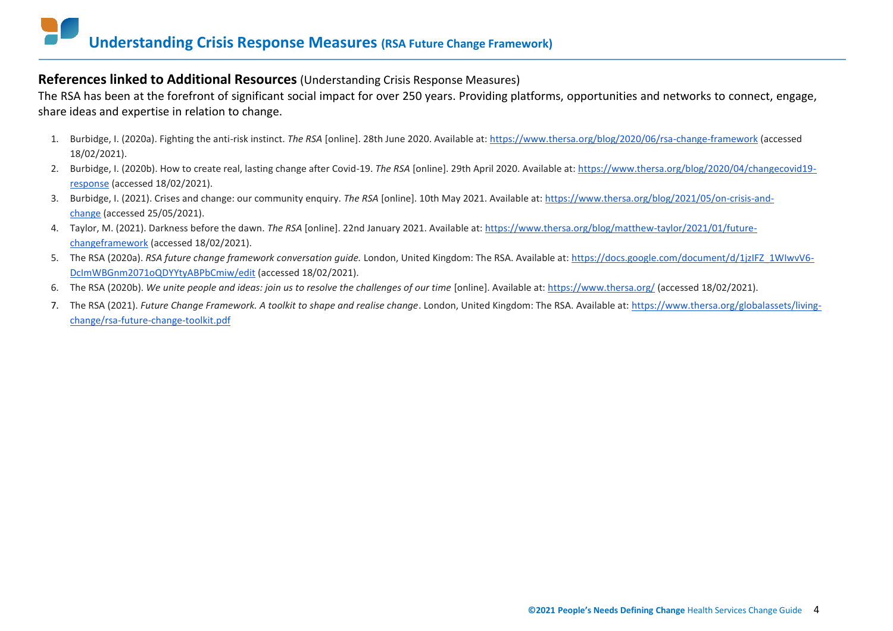# Understanding Crisis Response Measures (RSA Future Change Framework)

## References linked to Additional Resources (Understanding Crisis Response Measures)

The RSA has been at the forefront of significant social impact for over 250 years. Providing platforms, opportunities and networks to connect, engage, share ideas and expertise in relation to change.

1. Burbidge, I. (2020a). Fighting the anti-risk instinct. *The RSA* [online]. 28th June 2020. Available at: https://www.thersa.org/blog/2020/06/rsa-change-framework (accessed 18/02/2021).
2. Burbidge, I. (2020b). How to create real, lasting change after Covid-19. *The RSA* [online]. 29th April 2020. Available at: https://www.thersa.org/blog/2020/04/changecovid19-response (accessed 18/02/2021).
3. Burbidge, I. (2021). Crises and change: our community enquiry. *The RSA* [online]. 10th May 2021. Available at: https://www.thersa.org/blog/2021/05/on-crisis-and-change (accessed 25/05/2021).
4. Taylor, M. (2021). Darkness before the dawn. *The RSA* [online]. 22nd January 2021. Available at: https://www.thersa.org/blog/matthew-taylor/2021/01/future-changeframework (accessed 18/02/2021).
5. The RSA (2020a). *RSA future change framework conversation guide.* London, United Kingdom: The RSA. Available at: https://docs.google.com/document/d/1jzIFZ_1WIwvV6-DcImWBGnm2071oQDYYtyABPbCmiw/edit (accessed 18/02/2021).
6. The RSA (2020b). *We unite people and ideas: join us to resolve the challenges of our time* [online]. Available at: https://www.thersa.org/ (accessed 18/02/2021).
7. The RSA (2021). *Future Change Framework. A toolkit to shape and realise change*. London, United Kingdom: The RSA. Available at: https://www.thersa.org/globalassets/living-change/rsa-future-change-toolkit.pdf

**©2021 People's Needs Defining Change** Health Services Change Guide